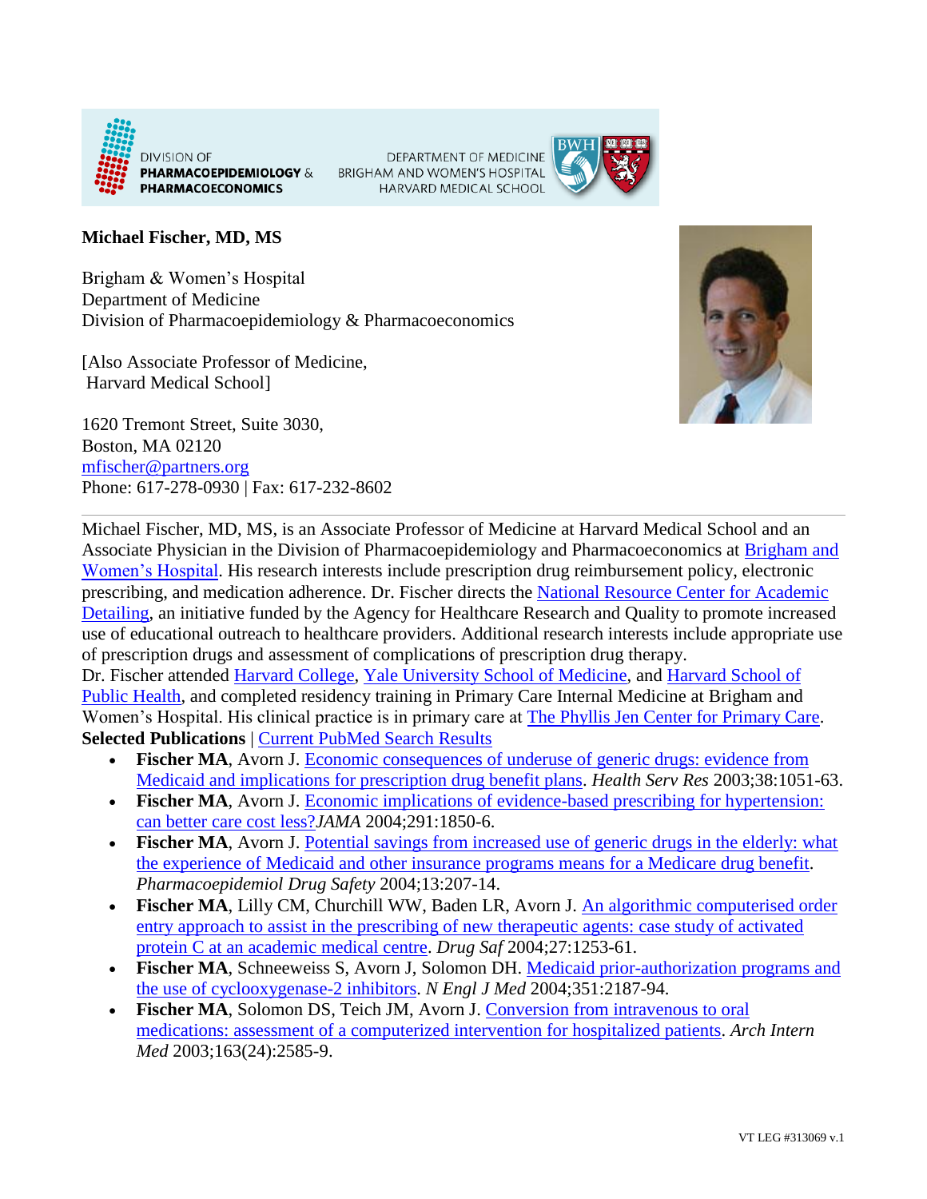DIVISION OF
**PHARMACOEPIDEMIOLOGY & PHARMACOECONOMICS**

DEPARTMENT OF MEDICINE
BRIGHAM AND WOMEN'S HOSPITAL
HARVARD MEDICAL SCHOOL

**Michael Fischer, MD, MS**

Brigham & Women's Hospital
Department of Medicine
Division of Pharmacoepidemiology & Pharmacoeconomics

[Also Associate Professor of Medicine,
Harvard Medical School]

1620 Tremont Street, Suite 3030,
Boston, MA 02120
mfischer@partners.org
Phone: 617-278-0930 | Fax: 617-232-8602

---

Michael Fischer, MD, MS, is an Associate Professor of Medicine at Harvard Medical School and an Associate Physician in the Division of Pharmacoepidemiology and Pharmacoeconomics at Brigham and Women's Hospital. His research interests include prescription drug reimbursement policy, electronic prescribing, and medication adherence. Dr. Fischer directs the National Resource Center for Academic Detailing, an initiative funded by the Agency for Healthcare Research and Quality to promote increased use of educational outreach to healthcare providers. Additional research interests include appropriate use of prescription drugs and assessment of complications of prescription drug therapy.
Dr. Fischer attended Harvard College, Yale University School of Medicine, and Harvard School of Public Health, and completed residency training in Primary Care Internal Medicine at Brigham and Women's Hospital. His clinical practice is in primary care at The Phyllis Jen Center for Primary Care.

**Selected Publications** | Current PubMed Search Results

- **Fischer MA**, Avorn J. Economic consequences of underuse of generic drugs: evidence from Medicaid and implications for prescription drug benefit plans. *Health Serv Res* 2003;38:1051-63.
- **Fischer MA**, Avorn J. Economic implications of evidence-based prescribing for hypertension: can better care cost less?*JAMA* 2004;291:1850-6.
- **Fischer MA**, Avorn J. Potential savings from increased use of generic drugs in the elderly: what the experience of Medicaid and other insurance programs means for a Medicare drug benefit. *Pharmacoepidemiol Drug Safety* 2004;13:207-14.
- **Fischer MA**, Lilly CM, Churchill WW, Baden LR, Avorn J. An algorithmic computerised order entry approach to assist in the prescribing of new therapeutic agents: case study of activated protein C at an academic medical centre. *Drug Saf* 2004;27:1253-61.
- **Fischer MA**, Schneeweiss S, Avorn J, Solomon DH. Medicaid prior-authorization programs and the use of cyclooxygenase-2 inhibitors. *N Engl J Med* 2004;351:2187-94.
- **Fischer MA**, Solomon DS, Teich JM, Avorn J. Conversion from intravenous to oral medications: assessment of a computerized intervention for hospitalized patients. *Arch Intern Med* 2003;163(24):2585-9.

VT LEG #313069 v.1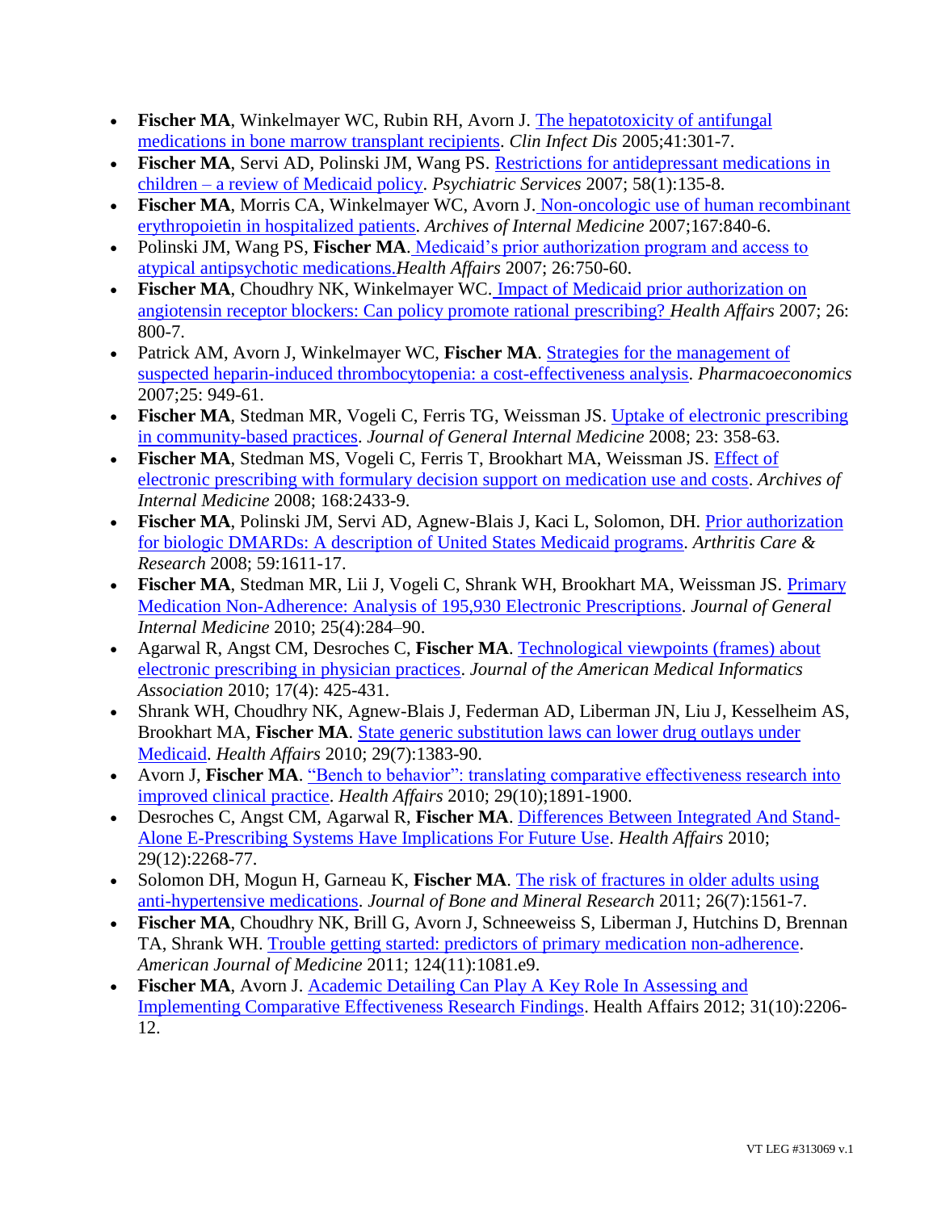- **Fischer MA**, Winkelmayer WC, Rubin RH, Avorn J. The hepatotoxicity of antifungal medications in bone marrow transplant recipients. *Clin Infect Dis* 2005;41:301-7.
- **Fischer MA**, Servi AD, Polinski JM, Wang PS. Restrictions for antidepressant medications in children – a review of Medicaid policy. *Psychiatric Services* 2007; 58(1):135-8.
- **Fischer MA**, Morris CA, Winkelmayer WC, Avorn J. Non-oncologic use of human recombinant erythropoietin in hospitalized patients. *Archives of Internal Medicine* 2007;167:840-6.
- Polinski JM, Wang PS, **Fischer MA**. Medicaid's prior authorization program and access to atypical antipsychotic medications.*Health Affairs* 2007; 26:750-60.
- **Fischer MA**, Choudhry NK, Winkelmayer WC. Impact of Medicaid prior authorization on angiotensin receptor blockers: Can policy promote rational prescribing? *Health Affairs* 2007; 26: 800-7.
- Patrick AM, Avorn J, Winkelmayer WC, **Fischer MA**. Strategies for the management of suspected heparin-induced thrombocytopenia: a cost-effectiveness analysis. *Pharmacoeconomics* 2007;25: 949-61.
- **Fischer MA**, Stedman MR, Vogeli C, Ferris TG, Weissman JS. Uptake of electronic prescribing in community-based practices. *Journal of General Internal Medicine* 2008; 23: 358-63.
- **Fischer MA**, Stedman MS, Vogeli C, Ferris T, Brookhart MA, Weissman JS. Effect of electronic prescribing with formulary decision support on medication use and costs. *Archives of Internal Medicine* 2008; 168:2433-9.
- **Fischer MA**, Polinski JM, Servi AD, Agnew-Blais J, Kaci L, Solomon, DH. Prior authorization for biologic DMARDs: A description of United States Medicaid programs. *Arthritis Care & Research* 2008; 59:1611-17.
- **Fischer MA**, Stedman MR, Lii J, Vogeli C, Shrank WH, Brookhart MA, Weissman JS. Primary Medication Non-Adherence: Analysis of 195,930 Electronic Prescriptions. *Journal of General Internal Medicine* 2010; 25(4):284–90.
- Agarwal R, Angst CM, Desroches C, **Fischer MA**. Technological viewpoints (frames) about electronic prescribing in physician practices. *Journal of the American Medical Informatics Association* 2010; 17(4): 425-431.
- Shrank WH, Choudhry NK, Agnew-Blais J, Federman AD, Liberman JN, Liu J, Kesselheim AS, Brookhart MA, **Fischer MA**. State generic substitution laws can lower drug outlays under Medicaid. *Health Affairs* 2010; 29(7):1383-90.
- Avorn J, **Fischer MA**. "Bench to behavior": translating comparative effectiveness research into improved clinical practice. *Health Affairs* 2010; 29(10);1891-1900.
- Desroches C, Angst CM, Agarwal R, **Fischer MA**. Differences Between Integrated And Stand-Alone E-Prescribing Systems Have Implications For Future Use. *Health Affairs* 2010; 29(12):2268-77.
- Solomon DH, Mogun H, Garneau K, **Fischer MA**. The risk of fractures in older adults using anti-hypertensive medications. *Journal of Bone and Mineral Research* 2011; 26(7):1561-7.
- **Fischer MA**, Choudhry NK, Brill G, Avorn J, Schneeweiss S, Liberman J, Hutchins D, Brennan TA, Shrank WH. Trouble getting started: predictors of primary medication non-adherence. *American Journal of Medicine* 2011; 124(11):1081.e9.
- **Fischer MA**, Avorn J. Academic Detailing Can Play A Key Role In Assessing and Implementing Comparative Effectiveness Research Findings. Health Affairs 2012; 31(10):2206-12.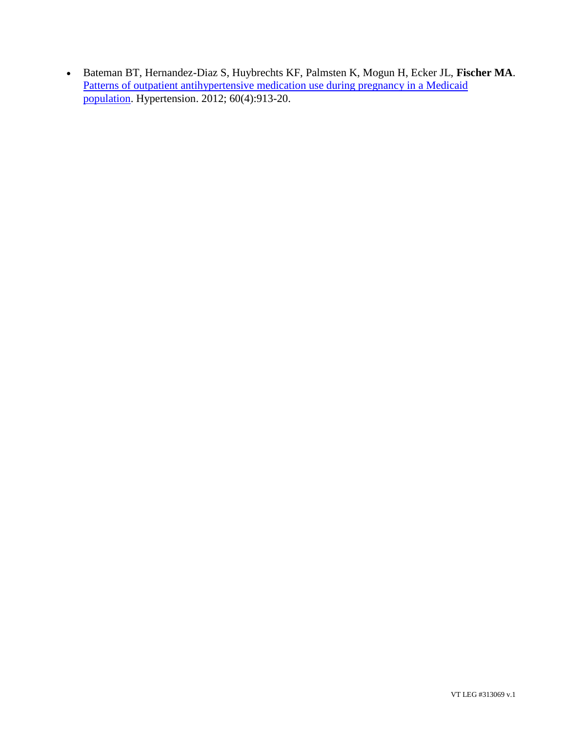- Bateman BT, Hernandez-Diaz S, Huybrechts KF, Palmsten K, Mogun H, Ecker JL, **Fischer MA**. Patterns of outpatient antihypertensive medication use during pregnancy in a Medicaid population. Hypertension. 2012; 60(4):913-20.